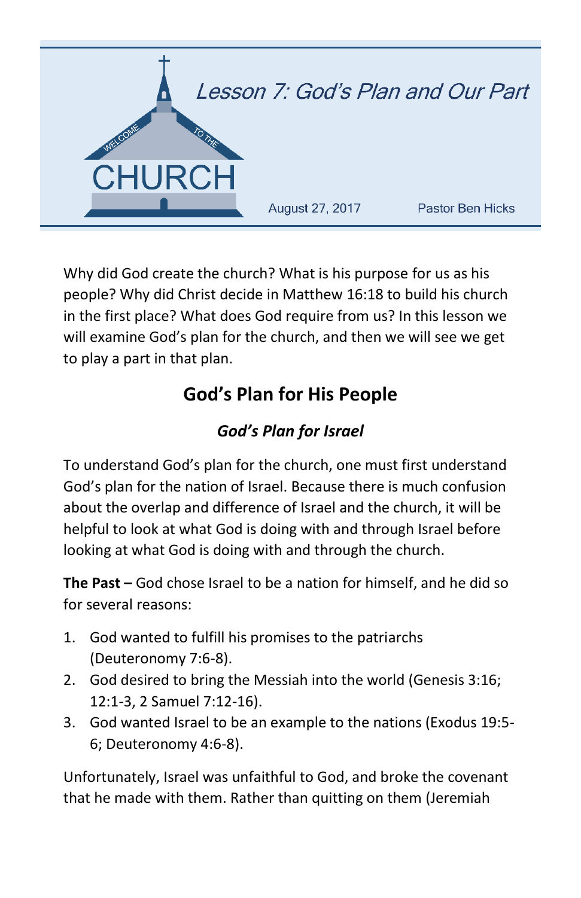# Lesson 7: God's Plan and Our Part

August 27, 2017 Pastor Ben Hicks

Why did God create the church? What is his purpose for us as his people? Why did Christ decide in Matthew 16:18 to build his church in the first place? What does God require from us? In this lesson we will examine God's plan for the church, and then we will see we get to play a part in that plan.

## God's Plan for His People

### *God's Plan for Israel*

To understand God's plan for the church, one must first understand God's plan for the nation of Israel. Because there is much confusion about the overlap and difference of Israel and the church, it will be helpful to look at what God is doing with and through Israel before looking at what God is doing with and through the church.

**The Past –** God chose Israel to be a nation for himself, and he did so for several reasons:

1. God wanted to fulfill his promises to the patriarchs (Deuteronomy 7:6-8).
2. God desired to bring the Messiah into the world (Genesis 3:16; 12:1-3, 2 Samuel 7:12-16).
3. God wanted Israel to be an example to the nations (Exodus 19:5-6; Deuteronomy 4:6-8).

Unfortunately, Israel was unfaithful to God, and broke the covenant that he made with them. Rather than quitting on them (Jeremiah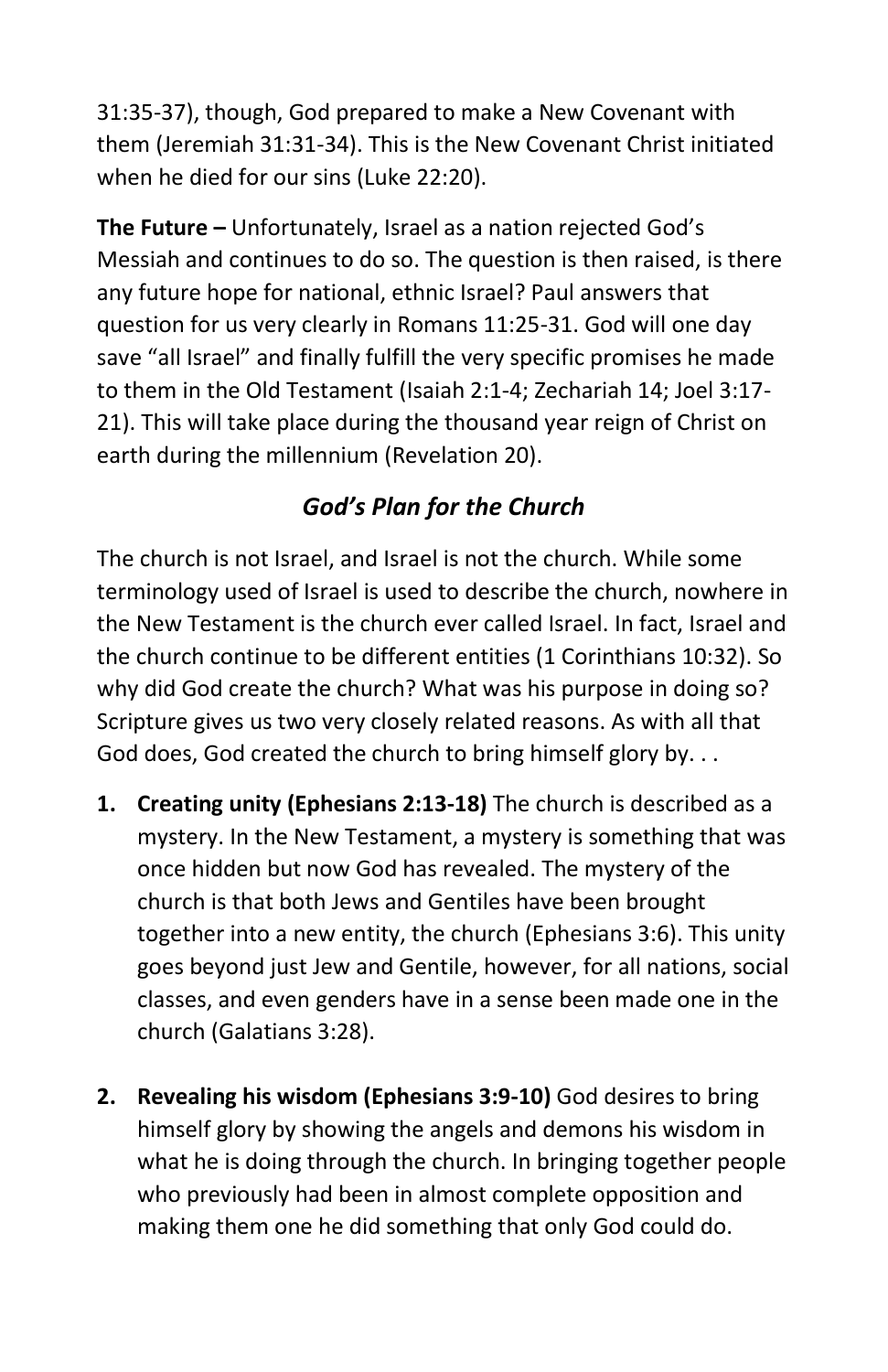31:35-37), though, God prepared to make a New Covenant with them (Jeremiah 31:31-34). This is the New Covenant Christ initiated when he died for our sins (Luke 22:20).

**The Future –** Unfortunately, Israel as a nation rejected God's Messiah and continues to do so. The question is then raised, is there any future hope for national, ethnic Israel? Paul answers that question for us very clearly in Romans 11:25-31. God will one day save "all Israel" and finally fulfill the very specific promises he made to them in the Old Testament (Isaiah 2:1-4; Zechariah 14; Joel 3:17-21). This will take place during the thousand year reign of Christ on earth during the millennium (Revelation 20).

### *God's Plan for the Church*

The church is not Israel, and Israel is not the church. While some terminology used of Israel is used to describe the church, nowhere in the New Testament is the church ever called Israel. In fact, Israel and the church continue to be different entities (1 Corinthians 10:32). So why did God create the church? What was his purpose in doing so? Scripture gives us two very closely related reasons. As with all that God does, God created the church to bring himself glory by. . .

1. **Creating unity (Ephesians 2:13-18)** The church is described as a mystery. In the New Testament, a mystery is something that was once hidden but now God has revealed. The mystery of the church is that both Jews and Gentiles have been brought together into a new entity, the church (Ephesians 3:6). This unity goes beyond just Jew and Gentile, however, for all nations, social classes, and even genders have in a sense been made one in the church (Galatians 3:28).

2. **Revealing his wisdom (Ephesians 3:9-10)** God desires to bring himself glory by showing the angels and demons his wisdom in what he is doing through the church. In bringing together people who previously had been in almost complete opposition and making them one he did something that only God could do.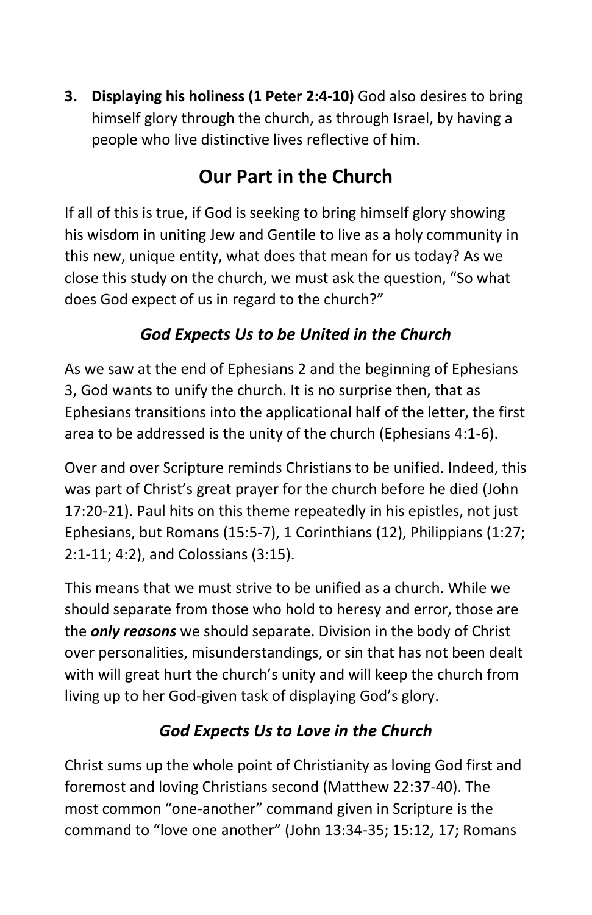3. **Displaying his holiness (1 Peter 2:4-10)** God also desires to bring himself glory through the church, as through Israel, by having a people who live distinctive lives reflective of him.

## Our Part in the Church

If all of this is true, if God is seeking to bring himself glory showing his wisdom in uniting Jew and Gentile to live as a holy community in this new, unique entity, what does that mean for us today? As we close this study on the church, we must ask the question, "So what does God expect of us in regard to the church?"

### *God Expects Us to be United in the Church*

As we saw at the end of Ephesians 2 and the beginning of Ephesians 3, God wants to unify the church. It is no surprise then, that as Ephesians transitions into the applicational half of the letter, the first area to be addressed is the unity of the church (Ephesians 4:1-6).

Over and over Scripture reminds Christians to be unified. Indeed, this was part of Christ's great prayer for the church before he died (John 17:20-21). Paul hits on this theme repeatedly in his epistles, not just Ephesians, but Romans (15:5-7), 1 Corinthians (12), Philippians (1:27; 2:1-11; 4:2), and Colossians (3:15).

This means that we must strive to be unified as a church. While we should separate from those who hold to heresy and error, those are the ***only reasons*** we should separate. Division in the body of Christ over personalities, misunderstandings, or sin that has not been dealt with will great hurt the church's unity and will keep the church from living up to her God-given task of displaying God's glory.

### *God Expects Us to Love in the Church*

Christ sums up the whole point of Christianity as loving God first and foremost and loving Christians second (Matthew 22:37-40). The most common "one-another" command given in Scripture is the command to "love one another" (John 13:34-35; 15:12, 17; Romans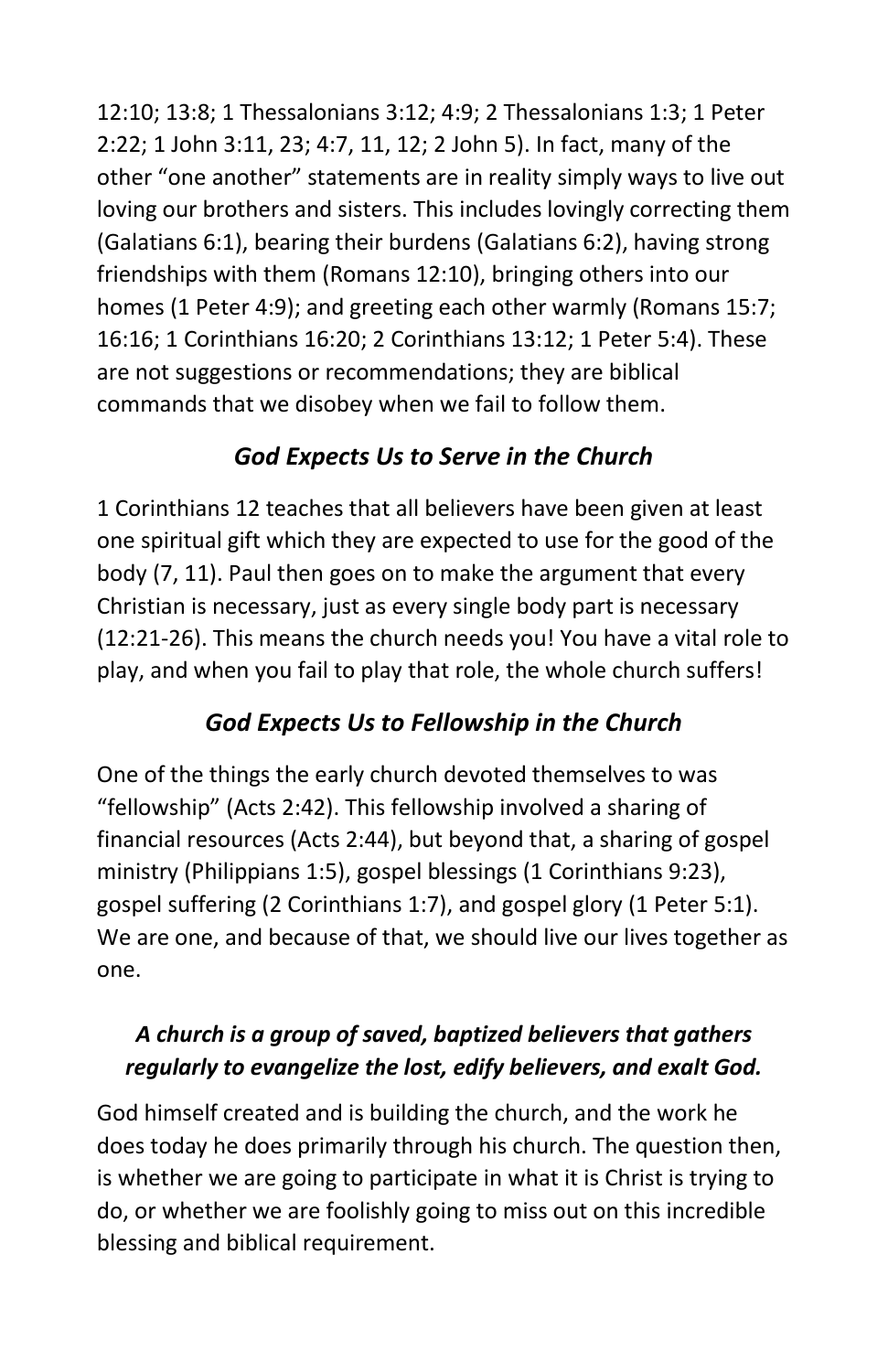12:10; 13:8; 1 Thessalonians 3:12; 4:9; 2 Thessalonians 1:3; 1 Peter 2:22; 1 John 3:11, 23; 4:7, 11, 12; 2 John 5). In fact, many of the other "one another" statements are in reality simply ways to live out loving our brothers and sisters. This includes lovingly correcting them (Galatians 6:1), bearing their burdens (Galatians 6:2), having strong friendships with them (Romans 12:10), bringing others into our homes (1 Peter 4:9); and greeting each other warmly (Romans 15:7; 16:16; 1 Corinthians 16:20; 2 Corinthians 13:12; 1 Peter 5:4). These are not suggestions or recommendations; they are biblical commands that we disobey when we fail to follow them.

### *God Expects Us to Serve in the Church*

1 Corinthians 12 teaches that all believers have been given at least one spiritual gift which they are expected to use for the good of the body (7, 11). Paul then goes on to make the argument that every Christian is necessary, just as every single body part is necessary (12:21-26). This means the church needs you! You have a vital role to play, and when you fail to play that role, the whole church suffers!

### *God Expects Us to Fellowship in the Church*

One of the things the early church devoted themselves to was "fellowship" (Acts 2:42). This fellowship involved a sharing of financial resources (Acts 2:44), but beyond that, a sharing of gospel ministry (Philippians 1:5), gospel blessings (1 Corinthians 9:23), gospel suffering (2 Corinthians 1:7), and gospel glory (1 Peter 5:1). We are one, and because of that, we should live our lives together as one.

***A church is a group of saved, baptized believers that gathers regularly to evangelize the lost, edify believers, and exalt God.***

God himself created and is building the church, and the work he does today he does primarily through his church. The question then, is whether we are going to participate in what it is Christ is trying to do, or whether we are foolishly going to miss out on this incredible blessing and biblical requirement.